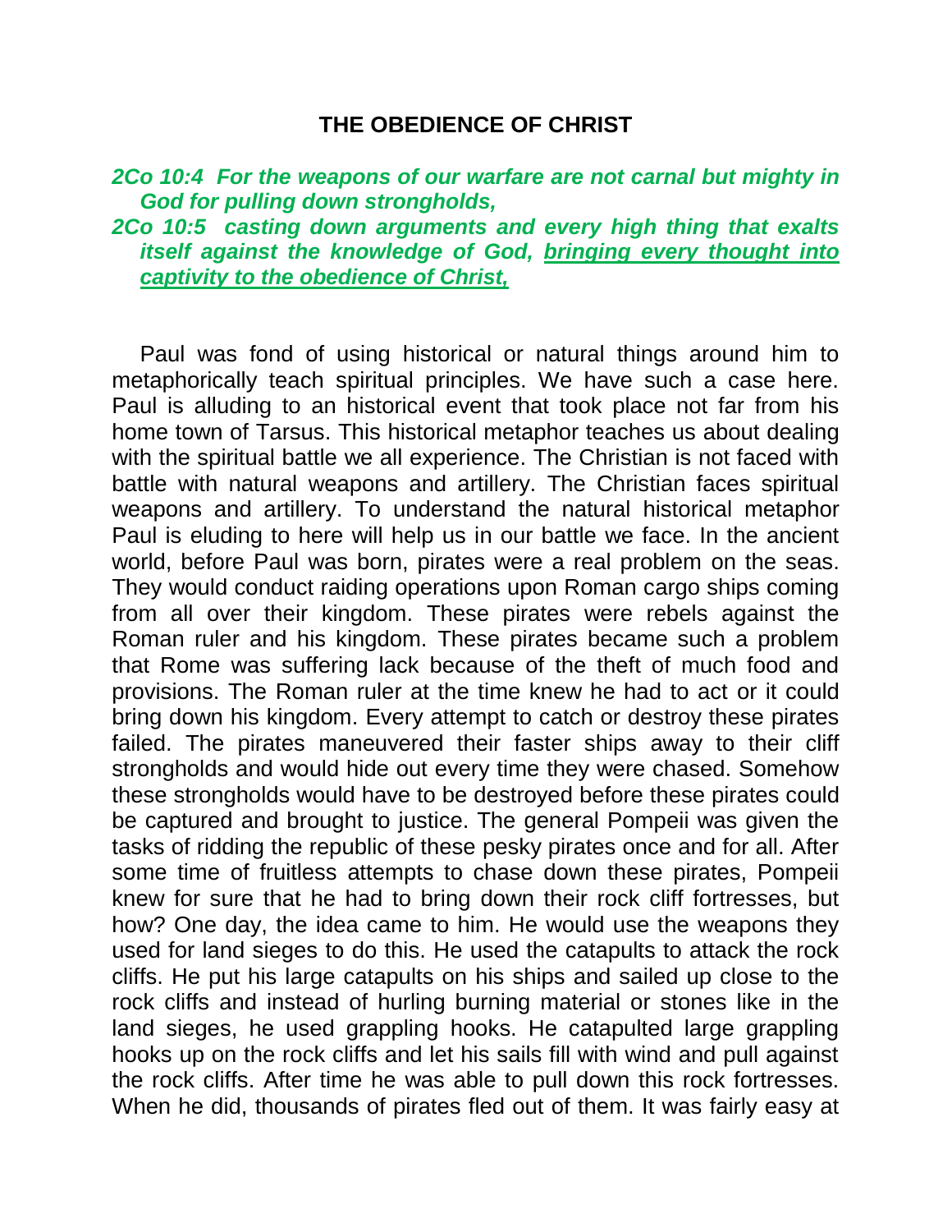## THE OBEDIENCE OF CHRIST

***2Co 10:4 For the weapons of our warfare are not carnal but mighty in God for pulling down strongholds,***

***2Co 10:5 casting down arguments and every high thing that exalts itself against the knowledge of God, bringing every thought into captivity to the obedience of Christ,***

Paul was fond of using historical or natural things around him to metaphorically teach spiritual principles. We have such a case here. Paul is alluding to an historical event that took place not far from his home town of Tarsus. This historical metaphor teaches us about dealing with the spiritual battle we all experience. The Christian is not faced with battle with natural weapons and artillery. The Christian faces spiritual weapons and artillery. To understand the natural historical metaphor Paul is eluding to here will help us in our battle we face. In the ancient world, before Paul was born, pirates were a real problem on the seas. They would conduct raiding operations upon Roman cargo ships coming from all over their kingdom. These pirates were rebels against the Roman ruler and his kingdom. These pirates became such a problem that Rome was suffering lack because of the theft of much food and provisions. The Roman ruler at the time knew he had to act or it could bring down his kingdom. Every attempt to catch or destroy these pirates failed. The pirates maneuvered their faster ships away to their cliff strongholds and would hide out every time they were chased. Somehow these strongholds would have to be destroyed before these pirates could be captured and brought to justice. The general Pompeii was given the tasks of ridding the republic of these pesky pirates once and for all. After some time of fruitless attempts to chase down these pirates, Pompeii knew for sure that he had to bring down their rock cliff fortresses, but how? One day, the idea came to him. He would use the weapons they used for land sieges to do this. He used the catapults to attack the rock cliffs. He put his large catapults on his ships and sailed up close to the rock cliffs and instead of hurling burning material or stones like in the land sieges, he used grappling hooks. He catapulted large grappling hooks up on the rock cliffs and let his sails fill with wind and pull against the rock cliffs. After time he was able to pull down this rock fortresses. When he did, thousands of pirates fled out of them. It was fairly easy at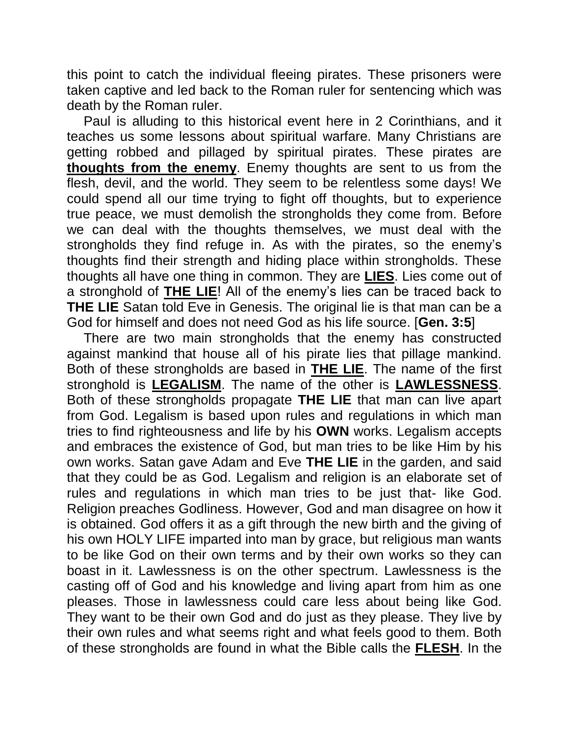this point to catch the individual fleeing pirates. These prisoners were taken captive and led back to the Roman ruler for sentencing which was death by the Roman ruler.

Paul is alluding to this historical event here in 2 Corinthians, and it teaches us some lessons about spiritual warfare. Many Christians are getting robbed and pillaged by spiritual pirates. These pirates are **<u>thoughts from the enemy</u>**. Enemy thoughts are sent to us from the flesh, devil, and the world. They seem to be relentless some days! We could spend all our time trying to fight off thoughts, but to experience true peace, we must demolish the strongholds they come from. Before we can deal with the thoughts themselves, we must deal with the strongholds they find refuge in. As with the pirates, so the enemy's thoughts find their strength and hiding place within strongholds. These thoughts all have one thing in common. They are **<u>LIES</u>**. Lies come out of a stronghold of **<u>THE LIE</u>**! All of the enemy's lies can be traced back to **THE LIE** Satan told Eve in Genesis. The original lie is that man can be a God for himself and does not need God as his life source. [**Gen. 3:5**]

There are two main strongholds that the enemy has constructed against mankind that house all of his pirate lies that pillage mankind. Both of these strongholds are based in **<u>THE LIE</u>**. The name of the first stronghold is **<u>LEGALISM</u>**. The name of the other is **<u>LAWLESSNESS</u>**. Both of these strongholds propagate **THE LIE** that man can live apart from God. Legalism is based upon rules and regulations in which man tries to find righteousness and life by his **OWN** works. Legalism accepts and embraces the existence of God, but man tries to be like Him by his own works. Satan gave Adam and Eve **THE LIE** in the garden, and said that they could be as God. Legalism and religion is an elaborate set of rules and regulations in which man tries to be just that- like God. Religion preaches Godliness. However, God and man disagree on how it is obtained. God offers it as a gift through the new birth and the giving of his own HOLY LIFE imparted into man by grace, but religious man wants to be like God on their own terms and by their own works so they can boast in it. Lawlessness is on the other spectrum. Lawlessness is the casting off of God and his knowledge and living apart from him as one pleases. Those in lawlessness could care less about being like God. They want to be their own God and do just as they please. They live by their own rules and what seems right and what feels good to them. Both of these strongholds are found in what the Bible calls the **<u>FLESH</u>**. In the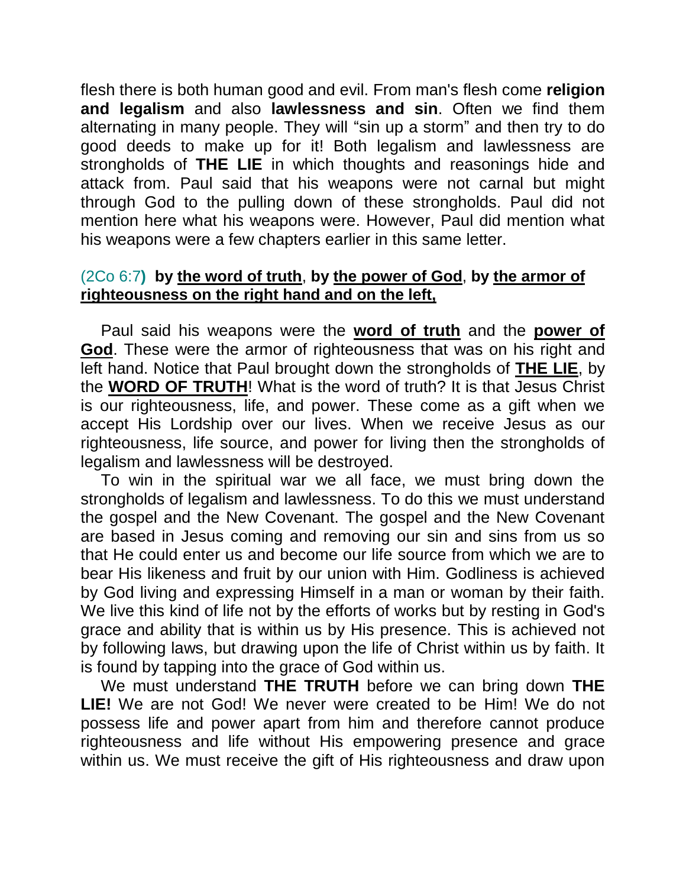flesh there is both human good and evil. From man's flesh come **religion and legalism** and also **lawlessness and sin**. Often we find them alternating in many people. They will "sin up a storm" and then try to do good deeds to make up for it! Both legalism and lawlessness are strongholds of **THE LIE** in which thoughts and reasonings hide and attack from. Paul said that his weapons were not carnal but might through God to the pulling down of these strongholds. Paul did not mention here what his weapons were. However, Paul did mention what his weapons were a few chapters earlier in this same letter.

(2Co 6:7**)** **by <u>the word of truth</u>, by <u>the power of God</u>, by <u>the armor of righteousness on the right hand and on the left,</u>**

Paul said his weapons were the **<u>word of truth</u>** and the **<u>power of God</u>**. These were the armor of righteousness that was on his right and left hand. Notice that Paul brought down the strongholds of **<u>THE LIE</u>**, by the **<u>WORD OF TRUTH</u>**! What is the word of truth? It is that Jesus Christ is our righteousness, life, and power. These come as a gift when we accept His Lordship over our lives. When we receive Jesus as our righteousness, life source, and power for living then the strongholds of legalism and lawlessness will be destroyed.

To win in the spiritual war we all face, we must bring down the strongholds of legalism and lawlessness. To do this we must understand the gospel and the New Covenant. The gospel and the New Covenant are based in Jesus coming and removing our sin and sins from us so that He could enter us and become our life source from which we are to bear His likeness and fruit by our union with Him. Godliness is achieved by God living and expressing Himself in a man or woman by their faith. We live this kind of life not by the efforts of works but by resting in God's grace and ability that is within us by His presence. This is achieved not by following laws, but drawing upon the life of Christ within us by faith. It is found by tapping into the grace of God within us.

We must understand **THE TRUTH** before we can bring down **THE LIE!** We are not God! We never were created to be Him! We do not possess life and power apart from him and therefore cannot produce righteousness and life without His empowering presence and grace within us. We must receive the gift of His righteousness and draw upon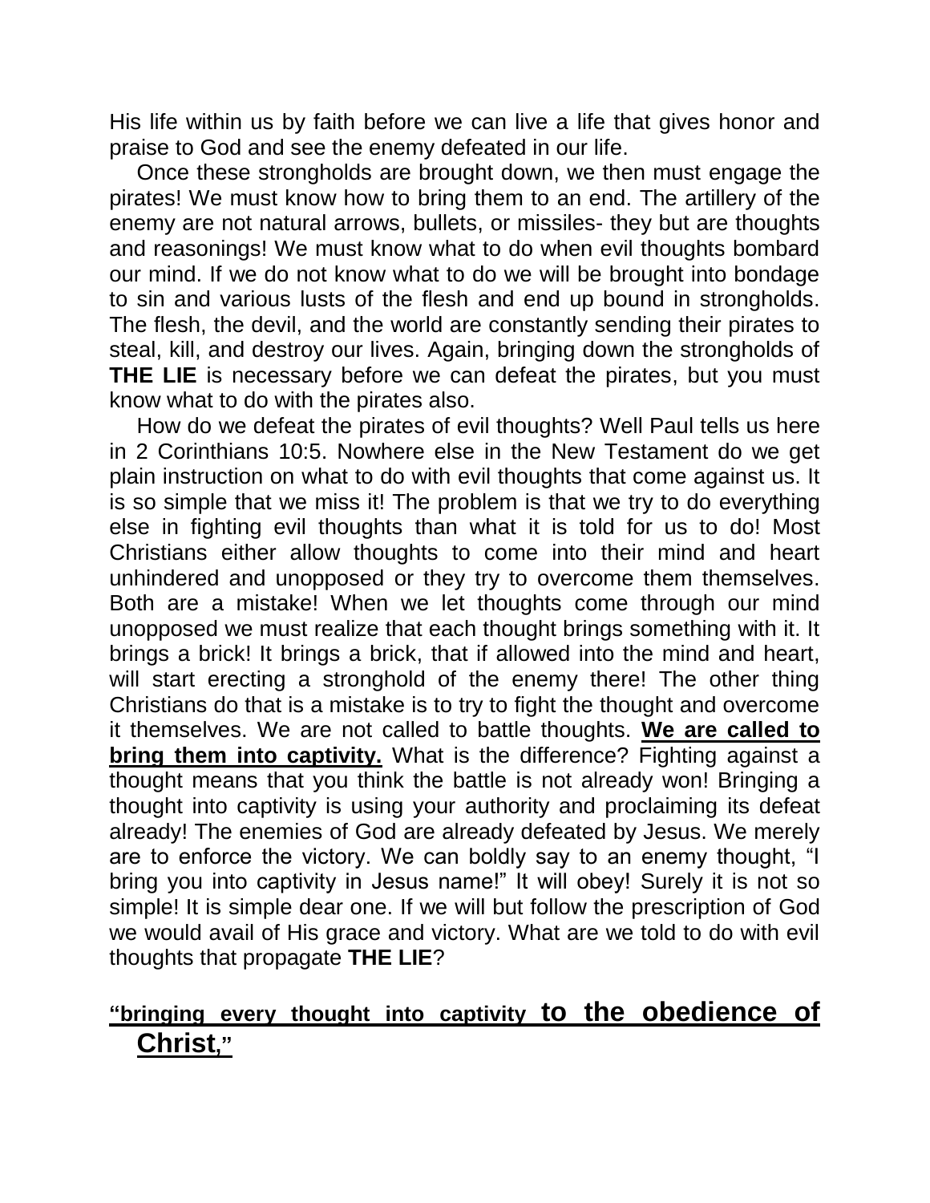His life within us by faith before we can live a life that gives honor and praise to God and see the enemy defeated in our life.

Once these strongholds are brought down, we then must engage the pirates! We must know how to bring them to an end. The artillery of the enemy are not natural arrows, bullets, or missiles- they but are thoughts and reasonings! We must know what to do when evil thoughts bombard our mind. If we do not know what to do we will be brought into bondage to sin and various lusts of the flesh and end up bound in strongholds. The flesh, the devil, and the world are constantly sending their pirates to steal, kill, and destroy our lives. Again, bringing down the strongholds of **THE LIE** is necessary before we can defeat the pirates, but you must know what to do with the pirates also.

How do we defeat the pirates of evil thoughts? Well Paul tells us here in 2 Corinthians 10:5. Nowhere else in the New Testament do we get plain instruction on what to do with evil thoughts that come against us. It is so simple that we miss it! The problem is that we try to do everything else in fighting evil thoughts than what it is told for us to do! Most Christians either allow thoughts to come into their mind and heart unhindered and unopposed or they try to overcome them themselves. Both are a mistake! When we let thoughts come through our mind unopposed we must realize that each thought brings something with it. It brings a brick! It brings a brick, that if allowed into the mind and heart, will start erecting a stronghold of the enemy there! The other thing Christians do that is a mistake is to try to fight the thought and overcome it themselves. We are not called to battle thoughts. **We are called to bring them into captivity.** What is the difference? Fighting against a thought means that you think the battle is not already won! Bringing a thought into captivity is using your authority and proclaiming its defeat already! The enemies of God are already defeated by Jesus. We merely are to enforce the victory. We can boldly say to an enemy thought, "I bring you into captivity in Jesus name!" It will obey! Surely it is not so simple! It is simple dear one. If we will but follow the prescription of God we would avail of His grace and victory. What are we told to do with evil thoughts that propagate **THE LIE**?

**"bringing every thought into captivity to the obedience of Christ,"**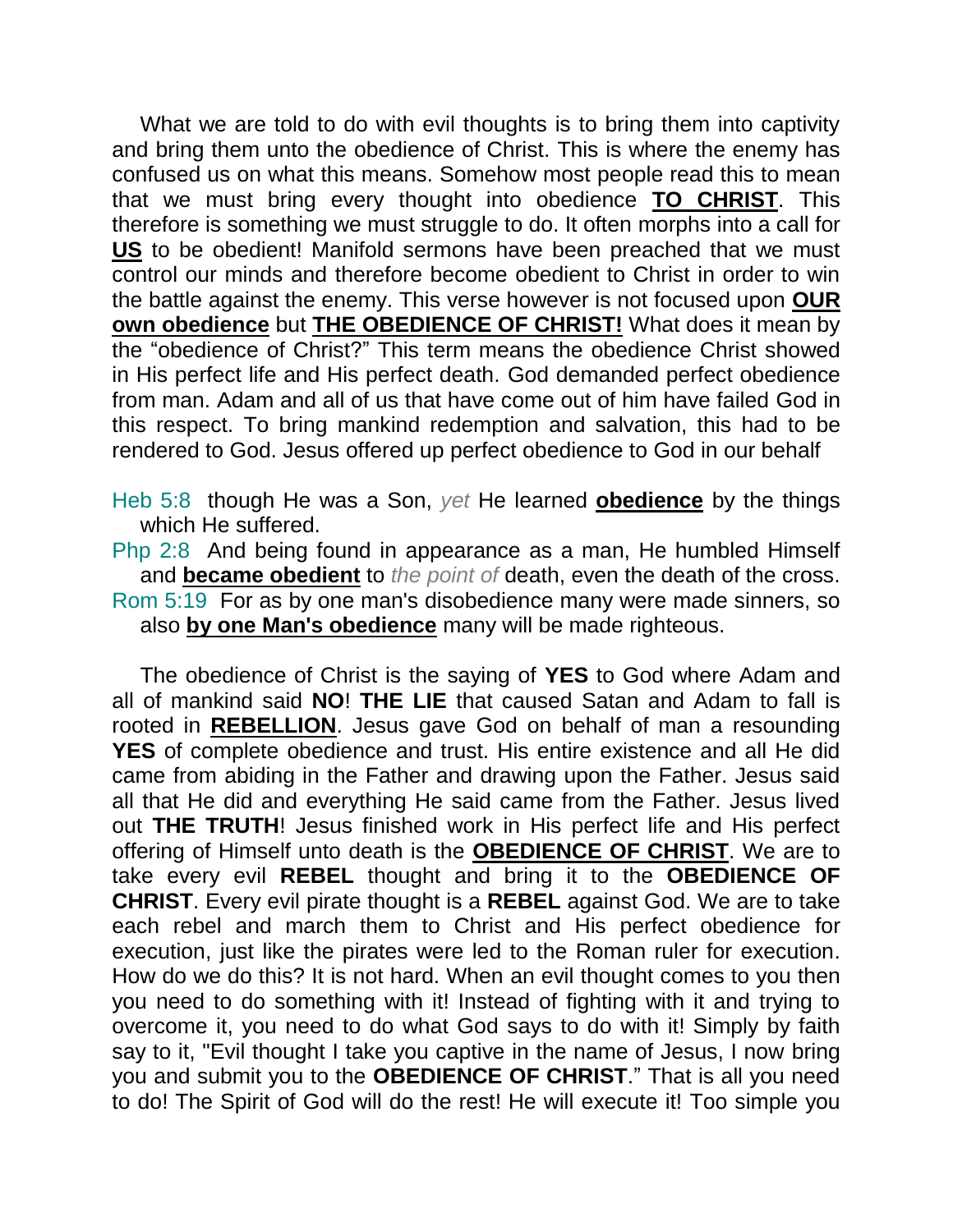What we are told to do with evil thoughts is to bring them into captivity and bring them unto the obedience of Christ. This is where the enemy has confused us on what this means. Somehow most people read this to mean that we must bring every thought into obedience **TO CHRIST**. This therefore is something we must struggle to do. It often morphs into a call for **US** to be obedient! Manifold sermons have been preached that we must control our minds and therefore become obedient to Christ in order to win the battle against the enemy. This verse however is not focused upon **OUR own obedience** but **THE OBEDIENCE OF CHRIST!** What does it mean by the "obedience of Christ?" This term means the obedience Christ showed in His perfect life and His perfect death. God demanded perfect obedience from man. Adam and all of us that have come out of him have failed God in this respect. To bring mankind redemption and salvation, this had to be rendered to God. Jesus offered up perfect obedience to God in our behalf

Heb 5:8 though He was a Son, *yet* He learned **obedience** by the things which He suffered.
Php 2:8 And being found in appearance as a man, He humbled Himself and **became obedient** to *the point of* death, even the death of the cross.
Rom 5:19 For as by one man's disobedience many were made sinners, so also **by one Man's obedience** many will be made righteous.

The obedience of Christ is the saying of **YES** to God where Adam and all of mankind said **NO**! **THE LIE** that caused Satan and Adam to fall is rooted in **REBELLION**. Jesus gave God on behalf of man a resounding **YES** of complete obedience and trust. His entire existence and all He did came from abiding in the Father and drawing upon the Father. Jesus said all that He did and everything He said came from the Father. Jesus lived out **THE TRUTH**! Jesus finished work in His perfect life and His perfect offering of Himself unto death is the **OBEDIENCE OF CHRIST**. We are to take every evil **REBEL** thought and bring it to the **OBEDIENCE OF CHRIST**. Every evil pirate thought is a **REBEL** against God. We are to take each rebel and march them to Christ and His perfect obedience for execution, just like the pirates were led to the Roman ruler for execution. How do we do this? It is not hard. When an evil thought comes to you then you need to do something with it! Instead of fighting with it and trying to overcome it, you need to do what God says to do with it! Simply by faith say to it, "Evil thought I take you captive in the name of Jesus, I now bring you and submit you to the **OBEDIENCE OF CHRIST**." That is all you need to do! The Spirit of God will do the rest! He will execute it! Too simple you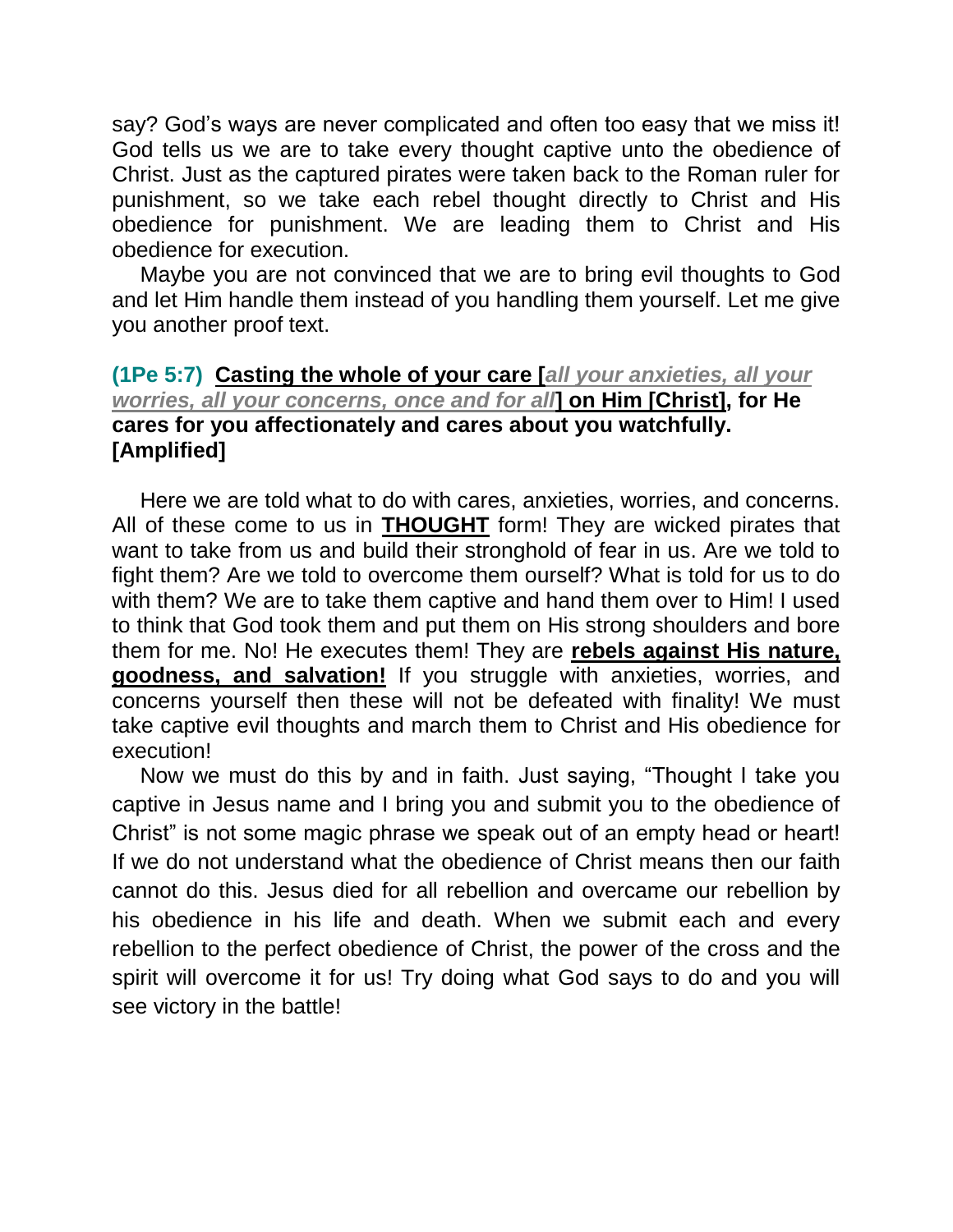say? God's ways are never complicated and often too easy that we miss it! God tells us we are to take every thought captive unto the obedience of Christ. Just as the captured pirates were taken back to the Roman ruler for punishment, so we take each rebel thought directly to Christ and His obedience for punishment. We are leading them to Christ and His obedience for execution.

Maybe you are not convinced that we are to bring evil thoughts to God and let Him handle them instead of you handling them yourself. Let me give you another proof text.

**(1Pe 5:7) Casting the whole of your care [*all your anxieties, all your worries, all your concerns, once and for all*] on Him [Christ], for He cares for you affectionately and cares about you watchfully. [Amplified]**

Here we are told what to do with cares, anxieties, worries, and concerns. All of these come to us in **THOUGHT** form! They are wicked pirates that want to take from us and build their stronghold of fear in us. Are we told to fight them? Are we told to overcome them ourself? What is told for us to do with them? We are to take them captive and hand them over to Him! I used to think that God took them and put them on His strong shoulders and bore them for me. No! He executes them! They are **rebels against His nature, goodness, and salvation!** If you struggle with anxieties, worries, and concerns yourself then these will not be defeated with finality! We must take captive evil thoughts and march them to Christ and His obedience for execution!

Now we must do this by and in faith. Just saying, "Thought I take you captive in Jesus name and I bring you and submit you to the obedience of Christ" is not some magic phrase we speak out of an empty head or heart! If we do not understand what the obedience of Christ means then our faith cannot do this. Jesus died for all rebellion and overcame our rebellion by his obedience in his life and death. When we submit each and every rebellion to the perfect obedience of Christ, the power of the cross and the spirit will overcome it for us! Try doing what God says to do and you will see victory in the battle!